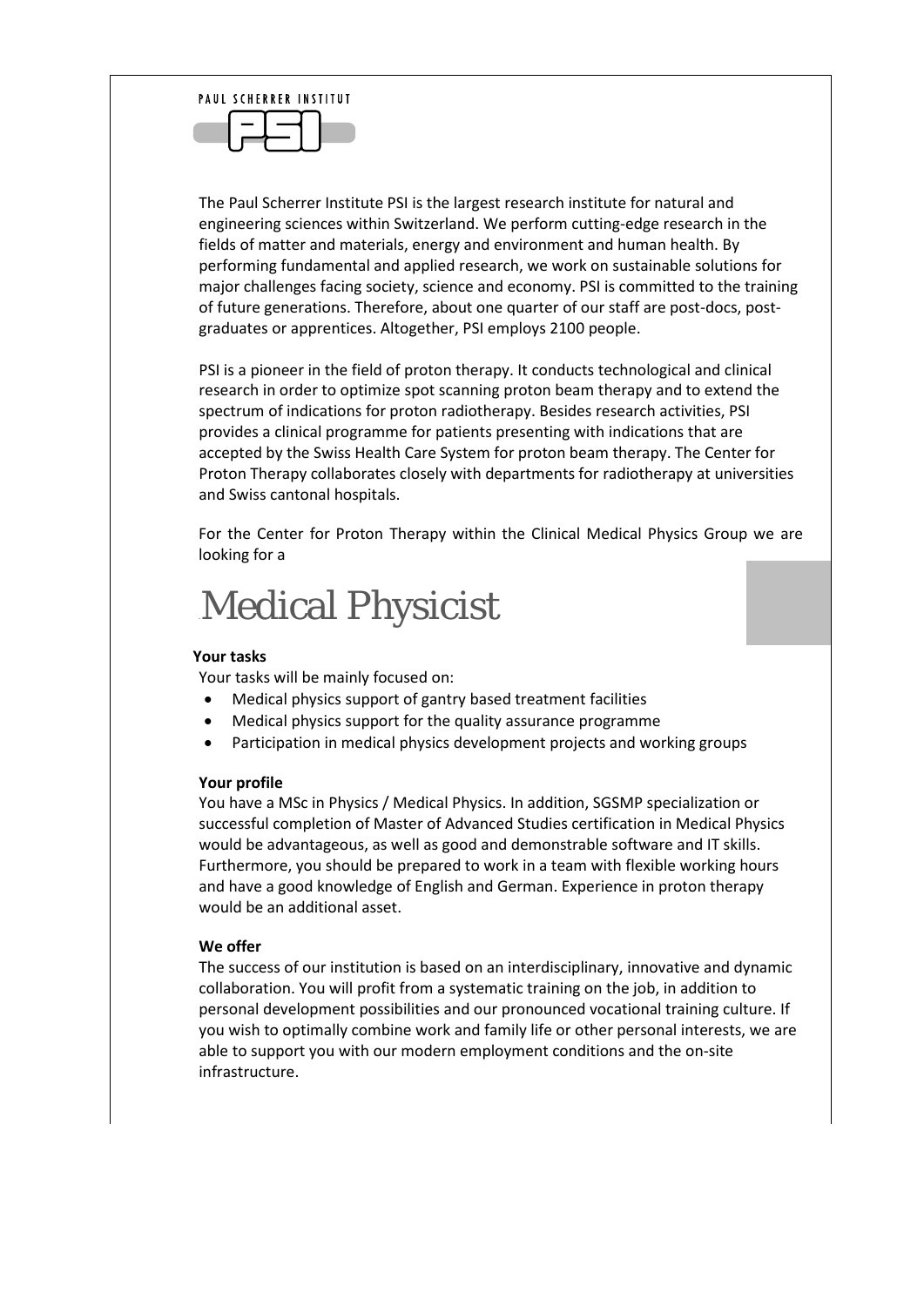PAUL SCHERRER INSTITUT

The Paul Scherrer Institute PSI is the largest research institute for natural and engineering sciences within Switzerland. We perform cutting-edge research in the fields of matter and materials, energy and environment and human health. By performing fundamental and applied research, we work on sustainable solutions for major challenges facing society, science and economy. PSI is committed to the training of future generations. Therefore, about one quarter of our staff are post-docs, post-graduates or apprentices. Altogether, PSI employs 2100 people.

PSI is a pioneer in the field of proton therapy. It conducts technological and clinical research in order to optimize spot scanning proton beam therapy and to extend the spectrum of indications for proton radiotherapy. Besides research activities, PSI provides a clinical programme for patients presenting with indications that are accepted by the Swiss Health Care System for proton beam therapy. The Center for Proton Therapy collaborates closely with departments for radiotherapy at universities and Swiss cantonal hospitals.

For the Center for Proton Therapy within the Clinical Medical Physics Group we are looking for a

# Medical Physicist

**Your tasks**

Your tasks will be mainly focused on:

- Medical physics support of gantry based treatment facilities
- Medical physics support for the quality assurance programme
- Participation in medical physics development projects and working groups

**Your profile**

You have a MSc in Physics / Medical Physics. In addition, SGSMP specialization or successful completion of Master of Advanced Studies certification in Medical Physics would be advantageous, as well as good and demonstrable software and IT skills. Furthermore, you should be prepared to work in a team with flexible working hours and have a good knowledge of English and German. Experience in proton therapy would be an additional asset.

**We offer**

The success of our institution is based on an interdisciplinary, innovative and dynamic collaboration. You will profit from a systematic training on the job, in addition to personal development possibilities and our pronounced vocational training culture. If you wish to optimally combine work and family life or other personal interests, we are able to support you with our modern employment conditions and the on-site infrastructure.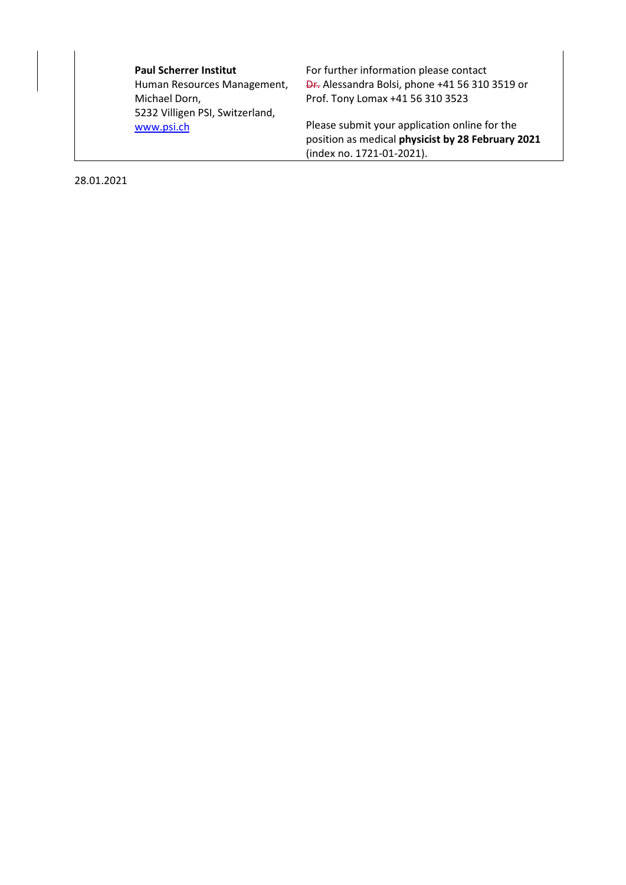**Paul Scherrer Institut**
Human Resources Management,
Michael Dorn,
5232 Villigen PSI, Switzerland,
[www.psi.ch](http://www.psi.ch)

For further information please contact
~~Dr.~~ Alessandra Bolsi, phone +41 56 310 3519 or
Prof. Tony Lomax +41 56 310 3523

Please submit your application online for the position as medical **physicist by 28 February 2021** (index no. 1721-01-2021).

28.01.2021